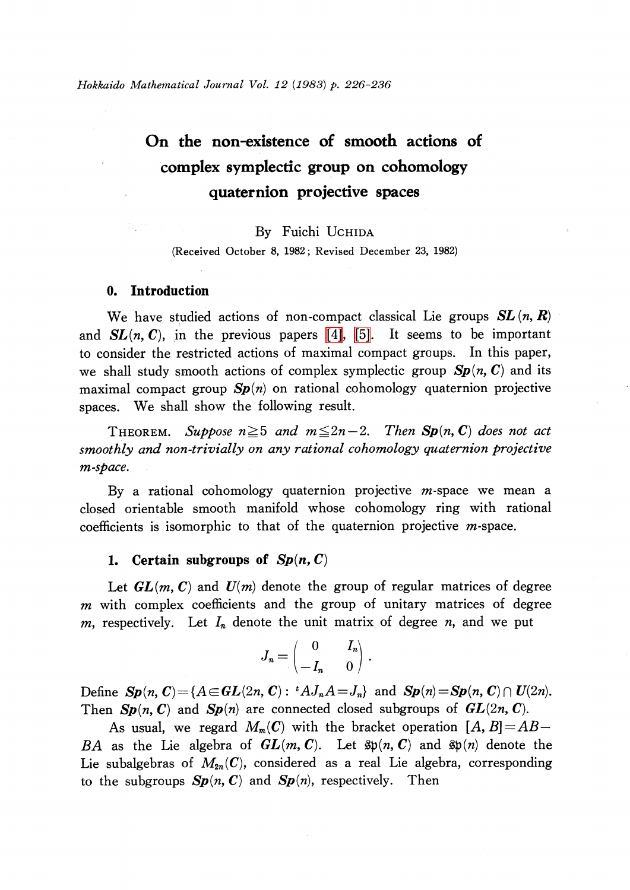# On the non-existence of smooth actions of complex symplectic group on cohomology quaternion projective spaces

By Fuichi UCHIDA

(Received October 8, 1982; Revised December 23, 1982)

## 0. Introduction

We have studied actions of non-compact classical Lie groups $\boldsymbol{SL}(n, \boldsymbol{R})$ and $\boldsymbol{SL}(n, \boldsymbol{C})$, in the previous papers [4], [5]. It seems to be important to consider the restricted actions of maximal compact groups. In this paper, we shall study smooth actions of complex symplectic group $\boldsymbol{Sp}(n, \boldsymbol{C})$ and its maximal compact group $\boldsymbol{Sp}(n)$ on rational cohomology quaternion projective spaces. We shall show the following result.

THEOREM. *Suppose $n \geqq 5$ and $m \leqq 2n-2$. Then $\boldsymbol{Sp}(n, \boldsymbol{C})$ does not act smoothly and non-trivially on any rational cohomology quaternion projective $m$-space.*

By a rational cohomology quaternion projective $m$-space we mean a closed orientable smooth manifold whose cohomology ring with rational coefficients is isomorphic to that of the quaternion projective $m$-space.

## 1. Certain subgroups of $\boldsymbol{Sp}(n, \boldsymbol{C})$

Let $\boldsymbol{GL}(m, \boldsymbol{C})$ and $\boldsymbol{U}(m)$ denote the group of regular matrices of degree $m$ with complex coefficients and the group of unitary matrices of degree $m$, respectively. Let $I_n$ denote the unit matrix of degree $n$, and we put

$$J_n = \begin{pmatrix} 0 & I_n \\ -I_n & 0 \end{pmatrix}.$$

Define $\boldsymbol{Sp}(n, \boldsymbol{C}) = \{A \in \boldsymbol{GL}(2n, \boldsymbol{C}) : {}^tAJ_nA = J_n\}$ and $\boldsymbol{Sp}(n) = \boldsymbol{Sp}(n, \boldsymbol{C}) \cap \boldsymbol{U}(2n)$. Then $\boldsymbol{Sp}(n, \boldsymbol{C})$ and $\boldsymbol{Sp}(n)$ are connected closed subgroups of $\boldsymbol{GL}(2n, \boldsymbol{C})$.

As usual, we regard $M_m(\boldsymbol{C})$ with the bracket operation $[A, B] = AB - BA$ as the Lie algebra of $\boldsymbol{GL}(m, \boldsymbol{C})$. Let $\mathfrak{sp}(n, \boldsymbol{C})$ and $\mathfrak{sp}(n)$ denote the Lie subalgebras of $M_{2n}(\boldsymbol{C})$, considered as a real Lie algebra, corresponding to the subgroups $\boldsymbol{Sp}(n, \boldsymbol{C})$ and $\boldsymbol{Sp}(n)$, respectively. Then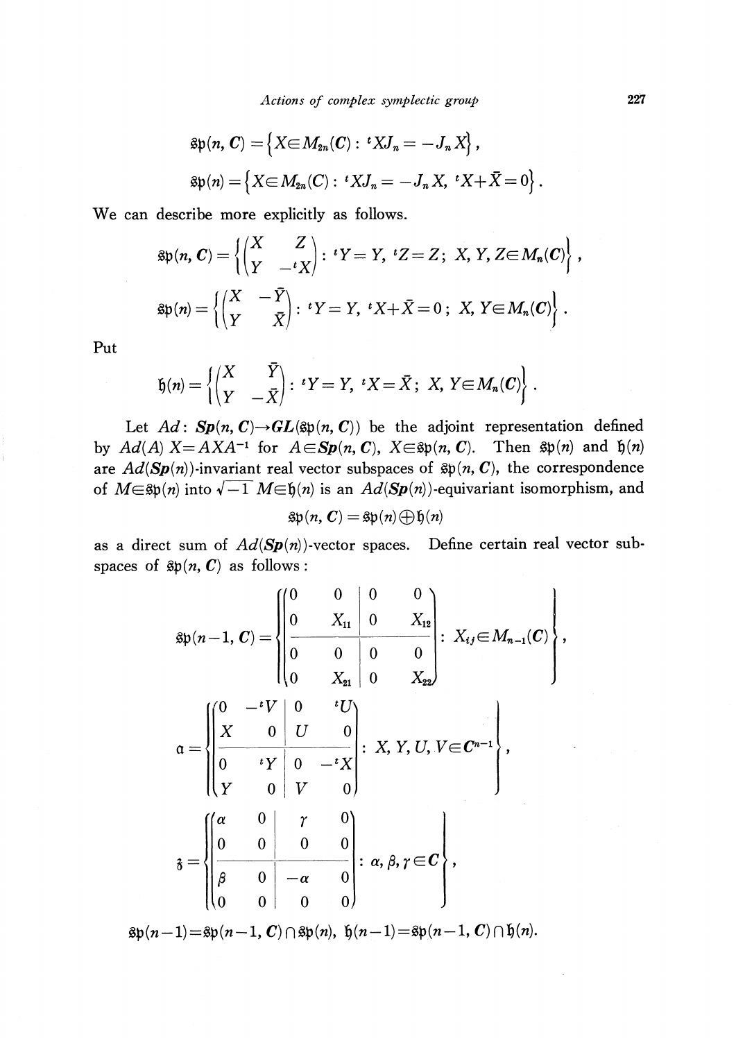$$\mathfrak{sp}(n, \boldsymbol{C}) = \left\{X \in M_{2n}(\boldsymbol{C}) : {}^tXJ_n = -J_n X\right\},$$

$$\mathfrak{sp}(n) = \left\{X \in M_{2n}(C) : {}^tXJ_n = -J_n X,\ {}^tX + \bar{X} = 0\right\}.$$

We can describe more explicitly as follows.

$$\mathfrak{sp}(n, \boldsymbol{C}) = \left\{\begin{pmatrix} X & Z \\ Y & -{}^tX \end{pmatrix} : {}^tY = Y,\ {}^tZ = Z;\ X, Y, Z \in M_n(\boldsymbol{C})\right\},$$

$$\mathfrak{sp}(n) = \left\{\begin{pmatrix} X & -\bar{Y} \\ Y & \bar{X} \end{pmatrix} : {}^tY = Y,\ {}^tX + \bar{X} = 0;\ X, Y \in M_n(\boldsymbol{C})\right\}.$$

Put

$$\mathfrak{h}(n) = \left\{\begin{pmatrix} X & \bar{Y} \\ Y & -\bar{X} \end{pmatrix} : {}^tY = Y,\ {}^tX = \bar{X};\ X, Y \in M_n(\boldsymbol{C})\right\}.$$

Let $Ad\colon \boldsymbol{Sp}(n, \boldsymbol{C}) \to \boldsymbol{GL}(\mathfrak{sp}(n, \boldsymbol{C}))$ be the adjoint representation defined by $Ad(A)\,X = AXA^{-1}$ for $A \in \boldsymbol{Sp}(n, \boldsymbol{C})$, $X \in \mathfrak{sp}(n, \boldsymbol{C})$. Then $\mathfrak{sp}(n)$ and $\mathfrak{h}(n)$ are $Ad(\boldsymbol{Sp}(n))$-invariant real vector subspaces of $\mathfrak{sp}(n, \boldsymbol{C})$, the correspondence of $M \in \mathfrak{sp}(n)$ into $\sqrt{-1}\,M \in \mathfrak{h}(n)$ is an $Ad(\boldsymbol{Sp}(n))$-equivariant isomorphism, and

$$\mathfrak{sp}(n, \boldsymbol{C}) = \mathfrak{sp}(n) \oplus \mathfrak{h}(n)$$

as a direct sum of $Ad(\boldsymbol{Sp}(n))$-vector spaces. Define certain real vector subspaces of $\mathfrak{sp}(n, \boldsymbol{C})$ as follows:

$$\mathfrak{sp}(n-1, \boldsymbol{C}) = \left\{\left(\begin{array}{cc|cc} 0 & 0 & 0 & 0 \\ 0 & X_{11} & 0 & X_{12} \\ \hline 0 & 0 & 0 & 0 \\ 0 & X_{21} & 0 & X_{22} \end{array}\right) : X_{ij} \in M_{n-1}(\boldsymbol{C})\right\},$$

$$\mathfrak{a} = \left\{\left(\begin{array}{cc|cc} 0 & -{}^tV & 0 & {}^tU \\ X & 0 & U & 0 \\ \hline 0 & {}^tY & 0 & -{}^tX \\ Y & 0 & V & 0 \end{array}\right) : X, Y, U, V \in \boldsymbol{C}^{n-1}\right\},$$

$$\mathfrak{z} = \left\{\left(\begin{array}{cc|cc} \alpha & 0 & \gamma & 0 \\ 0 & 0 & 0 & 0 \\ \hline \beta & 0 & -\alpha & 0 \\ 0 & 0 & 0 & 0 \end{array}\right) : \alpha, \beta, \gamma \in \boldsymbol{C}\right\},$$

$\mathfrak{sp}(n-1) = \mathfrak{sp}(n-1, \boldsymbol{C}) \cap \mathfrak{sp}(n)$, $\mathfrak{h}(n-1) = \mathfrak{sp}(n-1, \boldsymbol{C}) \cap \mathfrak{h}(n)$.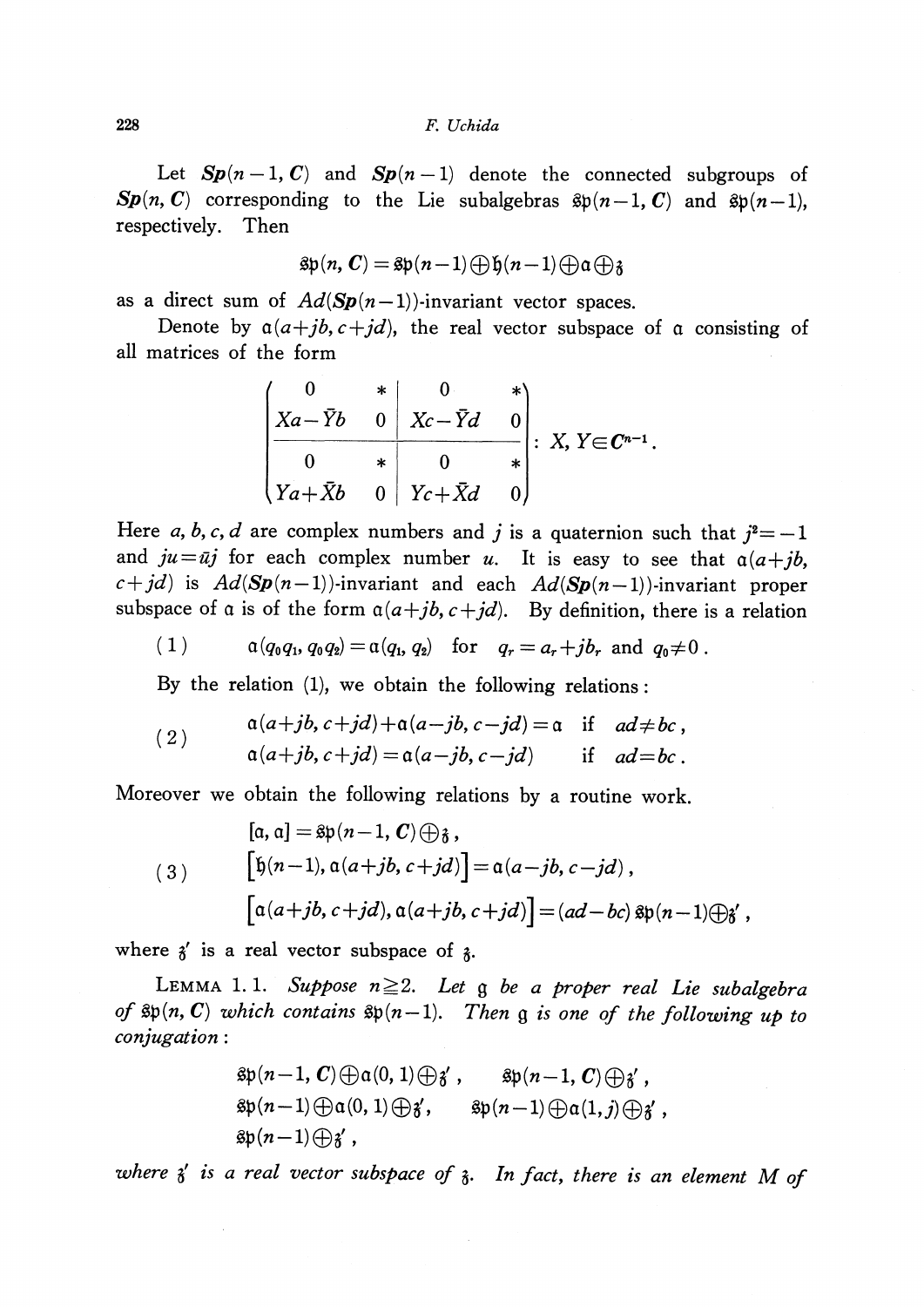Let $\boldsymbol{Sp}(n-1, \boldsymbol{C})$ and $\boldsymbol{Sp}(n-1)$ denote the connected subgroups of $\boldsymbol{Sp}(n, \boldsymbol{C})$ corresponding to the Lie subalgebras $\mathfrak{sp}(n-1, \boldsymbol{C})$ and $\mathfrak{sp}(n-1)$, respectively. Then

$$\mathfrak{sp}(n, \boldsymbol{C}) = \mathfrak{sp}(n-1) \oplus \mathfrak{h}(n-1) \oplus \mathfrak{a} \oplus \mathfrak{z}$$

as a direct sum of $Ad(\boldsymbol{Sp}(n-1))$-invariant vector spaces.

Denote by $\mathfrak{a}(a+jb, c+jd)$, the real vector subspace of $\mathfrak{a}$ consisting of all matrices of the form

$$\left(\begin{array}{cc|cc} 0 & * & 0 & * \\ Xa-\bar{Y}b & 0 & Xc-\bar{Y}d & 0 \\ \hline 0 & * & 0 & * \\ Ya+\bar{X}b & 0 & Yc+\bar{X}d & 0 \end{array}\right) : X, Y \in \boldsymbol{C}^{n-1}.$$

Here $a, b, c, d$ are complex numbers and $j$ is a quaternion such that $j^2=-1$ and $ju=\bar{u}j$ for each complex number $u$. It is easy to see that $\mathfrak{a}(a+jb, c+jd)$ is $Ad(\boldsymbol{Sp}(n-1))$-invariant and each $Ad(\boldsymbol{Sp}(n-1))$-invariant proper subspace of $\mathfrak{a}$ is of the form $\mathfrak{a}(a+jb, c+jd)$. By definition, there is a relation

$$(1) \qquad \mathfrak{a}(q_0q_1, q_0q_2) = \mathfrak{a}(q_1, q_2) \quad \text{for} \quad q_r = a_r + jb_r \text{ and } q_0 \neq 0 .$$

By the relation (1), we obtain the following relations:

$$(2) \qquad \begin{array}{ll} \mathfrak{a}(a+jb, c+jd) + \mathfrak{a}(a-jb, c-jd) = \mathfrak{a} & \text{if} \quad ad \neq bc , \\ \mathfrak{a}(a+jb, c+jd) = \mathfrak{a}(a-jb, c-jd) & \text{if} \quad ad = bc . \end{array}$$

Moreover we obtain the following relations by a routine work.

$$(3) \qquad \begin{array}{l} [\mathfrak{a}, \mathfrak{a}] = \mathfrak{sp}(n-1, \boldsymbol{C}) \oplus \mathfrak{z} , \\ \left[\mathfrak{h}(n-1), \mathfrak{a}(a+jb, c+jd)\right] = \mathfrak{a}(a-jb, c-jd) , \\ \left[\mathfrak{a}(a+jb, c+jd), \mathfrak{a}(a+jb, c+jd)\right] = (ad-bc)\, \mathfrak{sp}(n-1) \oplus \mathfrak{z}' , \end{array}$$

where $\mathfrak{z}'$ is a real vector subspace of $\mathfrak{z}$.

LEMMA 1.1. *Suppose $n \geq 2$. Let $\mathfrak{g}$ be a proper real Lie subalgebra of $\mathfrak{sp}(n, \boldsymbol{C})$ which contains $\mathfrak{sp}(n-1)$. Then $\mathfrak{g}$ is one of the following up to conjugation*:

$$\begin{array}{ll} \mathfrak{sp}(n-1, \boldsymbol{C}) \oplus \mathfrak{a}(0, 1) \oplus \mathfrak{z}' , & \mathfrak{sp}(n-1, \boldsymbol{C}) \oplus \mathfrak{z}' , \\ \mathfrak{sp}(n-1) \oplus \mathfrak{a}(0, 1) \oplus \mathfrak{z}', & \mathfrak{sp}(n-1) \oplus \mathfrak{a}(1, j) \oplus \mathfrak{z}' , \\ \mathfrak{sp}(n-1) \oplus \mathfrak{z}' , & \end{array}$$

*where $\mathfrak{z}'$ is a real vector subspace of $\mathfrak{z}$. In fact, there is an element $M$ of*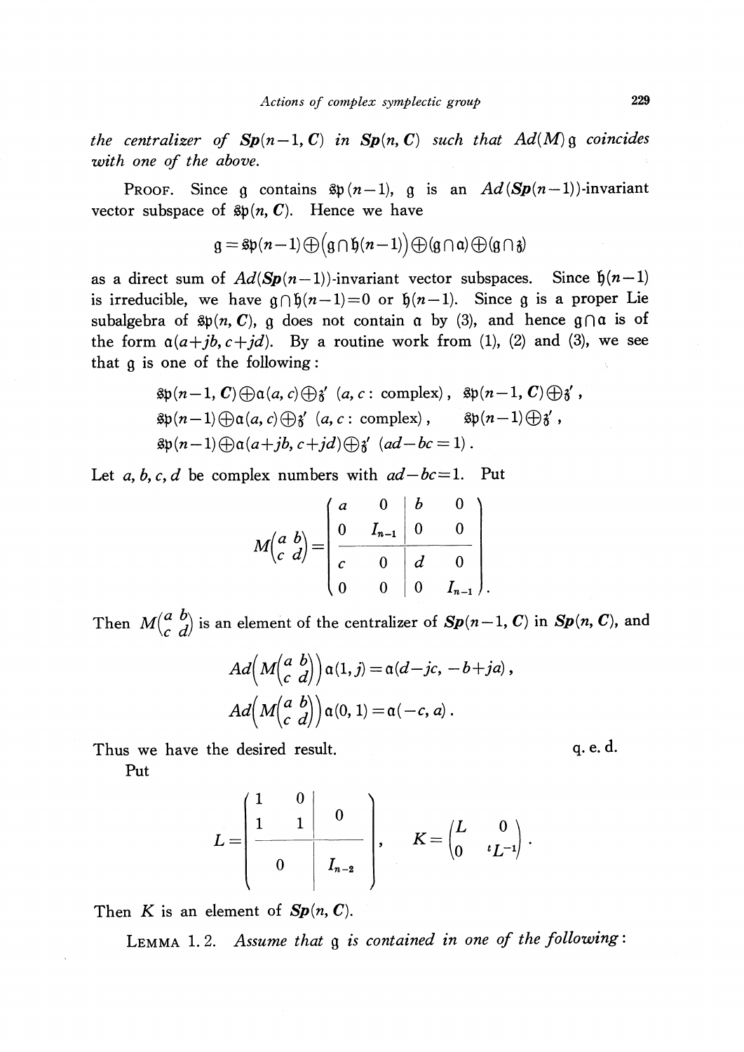*the centralizer of* $\boldsymbol{Sp}(n-1, \boldsymbol{C})$ *in* $\boldsymbol{Sp}(n, \boldsymbol{C})$ *such that* $Ad(M)\mathfrak{g}$ *coincides with one of the above.*

PROOF. Since $\mathfrak{g}$ contains $\mathfrak{sp}(n-1)$, $\mathfrak{g}$ is an $Ad(\boldsymbol{Sp}(n-1))$-invariant vector subspace of $\mathfrak{sp}(n, \boldsymbol{C})$. Hence we have

$$\mathfrak{g} = \mathfrak{sp}(n-1) \oplus \left(\mathfrak{g} \cap \mathfrak{h}(n-1)\right) \oplus (\mathfrak{g} \cap \mathfrak{a}) \oplus (\mathfrak{g} \cap \mathfrak{z})$$

as a direct sum of $Ad(\boldsymbol{Sp}(n-1))$-invariant vector subspaces. Since $\mathfrak{h}(n-1)$ is irreducible, we have $\mathfrak{g} \cap \mathfrak{h}(n-1) = 0$ or $\mathfrak{h}(n-1)$. Since $\mathfrak{g}$ is a proper Lie subalgebra of $\mathfrak{sp}(n, \boldsymbol{C})$, $\mathfrak{g}$ does not contain $\mathfrak{a}$ by (3), and hence $\mathfrak{g} \cap \mathfrak{a}$ is of the form $\mathfrak{a}(a+jb, c+jd)$. By a routine work from (1), (2) and (3), we see that $\mathfrak{g}$ is one of the following:

$$\begin{aligned}
&\mathfrak{sp}(n-1, \boldsymbol{C}) \oplus \mathfrak{a}(a, c) \oplus \mathfrak{z}' \ (a, c: \text{complex}), \quad \mathfrak{sp}(n-1, \boldsymbol{C}) \oplus \mathfrak{z}', \\
&\mathfrak{sp}(n-1) \oplus \mathfrak{a}(a, c) \oplus \mathfrak{z}' \ (a, c: \text{complex}), \quad \mathfrak{sp}(n-1) \oplus \mathfrak{z}', \\
&\mathfrak{sp}(n-1) \oplus \mathfrak{a}(a+jb, c+jd) \oplus \mathfrak{z}' \ (ad-bc=1).
\end{aligned}$$

Let $a, b, c, d$ be complex numbers with $ad-bc=1$. Put

$$M\begin{pmatrix} a & b \\ c & d \end{pmatrix} = \left(\begin{array}{cc|cc} a & 0 & b & 0 \\ 0 & I_{n-1} & 0 & 0 \\ \hline c & 0 & d & 0 \\ 0 & 0 & 0 & I_{n-1} \end{array}\right).$$

Then $M\begin{pmatrix} a & b \\ c & d \end{pmatrix}$ is an element of the centralizer of $\boldsymbol{Sp}(n-1, \boldsymbol{C})$ in $\boldsymbol{Sp}(n, \boldsymbol{C})$, and

$$Ad\left(M\begin{pmatrix} a & b \\ c & d \end{pmatrix}\right)\mathfrak{a}(1, j) = \mathfrak{a}(d-jc, -b+ja),$$

$$Ad\left(M\begin{pmatrix} a & b \\ c & d \end{pmatrix}\right)\mathfrak{a}(0, 1) = \mathfrak{a}(-c, a).$$

Thus we have the desired result. q. e. d.

Put

$$L = \left(\begin{array}{cc|c} 1 & 0 & \\ 1 & 1 & 0 \\ \hline & 0 & I_{n-2} \end{array}\right), \quad K = \begin{pmatrix} L & 0 \\ 0 & {}^tL^{-1} \end{pmatrix}.$$

Then $K$ is an element of $\boldsymbol{Sp}(n, \boldsymbol{C})$.

LEMMA 1.2. *Assume that* $\mathfrak{g}$ *is contained in one of the following*: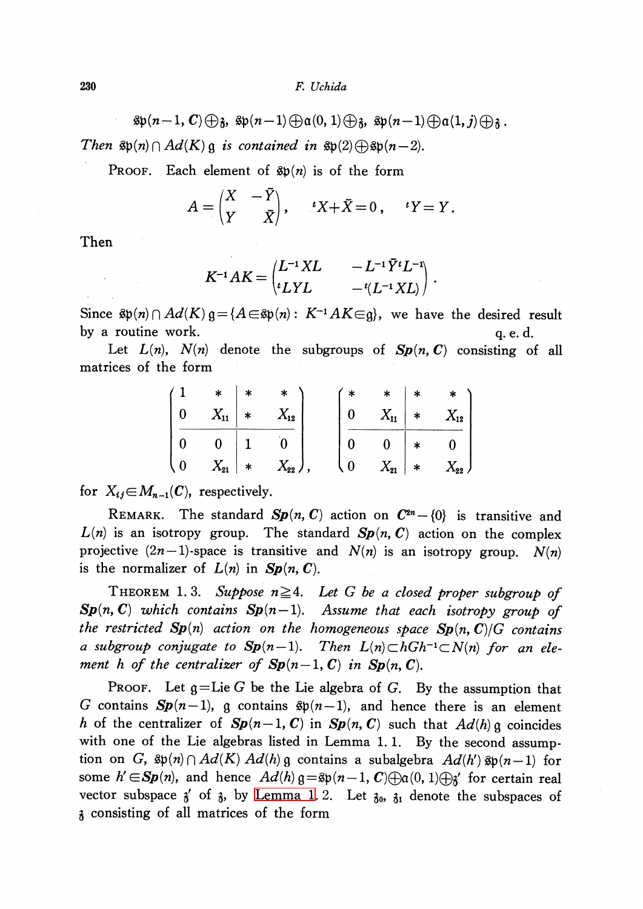$$\mathfrak{sp}(n-1, \boldsymbol{C})\oplus\mathfrak{z},\ \mathfrak{sp}(n-1)\oplus\mathfrak{a}(0, 1)\oplus\mathfrak{z},\ \mathfrak{sp}(n-1)\oplus\mathfrak{a}(1, j)\oplus\mathfrak{z}.$$

*Then* $\mathfrak{sp}(n)\cap Ad(K)\,\mathfrak{g}$ *is contained in* $\mathfrak{sp}(2)\oplus\mathfrak{sp}(n-2)$.

PROOF. Each element of $\mathfrak{sp}(n)$ is of the form

$$A=\begin{pmatrix} X & -\bar{Y} \\ Y & \bar{X}\end{pmatrix}, \quad {}^tX+\bar{X}=0, \quad {}^tY=Y.$$

Then

$$K^{-1}AK=\begin{pmatrix} L^{-1}XL & -L^{-1}\bar{Y}{}^tL^{-1} \\ {}^tLYL & -{}^t(L^{-1}XL)\end{pmatrix}.$$

Since $\mathfrak{sp}(n)\cap Ad(K)\,\mathfrak{g}=\{A\in\mathfrak{sp}(n)\colon K^{-1}AK\in\mathfrak{g}\}$, we have the desired result by a routine work. q. e. d.

Let $L(n)$, $N(n)$ denote the subgroups of $\boldsymbol{Sp}(n, \boldsymbol{C})$ consisting of all matrices of the form

$$\left(\begin{array}{cc|cc} 1 & * & * & * \\ 0 & X_{11} & * & X_{12} \\ \hline 0 & 0 & 1 & 0 \\ 0 & X_{21} & * & X_{22}\end{array}\right), \quad \left(\begin{array}{cc|cc} * & * & * & * \\ 0 & X_{11} & * & X_{12} \\ \hline 0 & 0 & * & 0 \\ 0 & X_{21} & * & X_{22}\end{array}\right)$$

for $X_{ij}\in M_{n-1}(\boldsymbol{C})$, respectively.

REMARK. The standard $\boldsymbol{Sp}(n, \boldsymbol{C})$ action on $\boldsymbol{C}^{2n}-\{0\}$ is transitive and $L(n)$ is an isotropy group. The standard $\boldsymbol{Sp}(n, \boldsymbol{C})$ action on the complex projective $(2n-1)$-space is transitive and $N(n)$ is an isotropy group. $N(n)$ is the normalizer of $L(n)$ in $\boldsymbol{Sp}(n, \boldsymbol{C})$.

THEOREM 1.3. *Suppose $n\geqq 4$. Let $G$ be a closed proper subgroup of $\boldsymbol{Sp}(n, \boldsymbol{C})$ which contains $\boldsymbol{Sp}(n-1)$. Assume that each isotropy group of the restricted $\boldsymbol{Sp}(n)$ action on the homogeneous space $\boldsymbol{Sp}(n, \boldsymbol{C})/G$ contains a subgroup conjugate to $\boldsymbol{Sp}(n-1)$. Then $L(n)\subset hGh^{-1}\subset N(n)$ for an element $h$ of the centralizer of $\boldsymbol{Sp}(n-1, \boldsymbol{C})$ in $\boldsymbol{Sp}(n, \boldsymbol{C})$.*

PROOF. Let $\mathfrak{g}=\text{Lie}\,G$ be the Lie algebra of $G$. By the assumption that $G$ contains $\boldsymbol{Sp}(n-1)$, $\mathfrak{g}$ contains $\mathfrak{sp}(n-1)$, and hence there is an element $h$ of the centralizer of $\boldsymbol{Sp}(n-1, \boldsymbol{C})$ in $\boldsymbol{Sp}(n, \boldsymbol{C})$ such that $Ad(h)\,\mathfrak{g}$ coincides with one of the Lie algebras listed in Lemma 1.1. By the second assumption on $G$, $\mathfrak{sp}(n)\cap Ad(K)\,Ad(h)\,\mathfrak{g}$ contains a subalgebra $Ad(h')\,\mathfrak{sp}(n-1)$ for some $h'\in\boldsymbol{Sp}(n)$, and hence $Ad(h)\,\mathfrak{g}=\mathfrak{sp}(n-1, \boldsymbol{C})\oplus\mathfrak{a}(0, 1)\oplus\mathfrak{z}'$ for certain real vector subspace $\mathfrak{z}'$ of $\mathfrak{z}$, by Lemma 1.2. Let $\mathfrak{z}_0$, $\mathfrak{z}_1$ denote the subspaces of $\mathfrak{z}$ consisting of all matrices of the form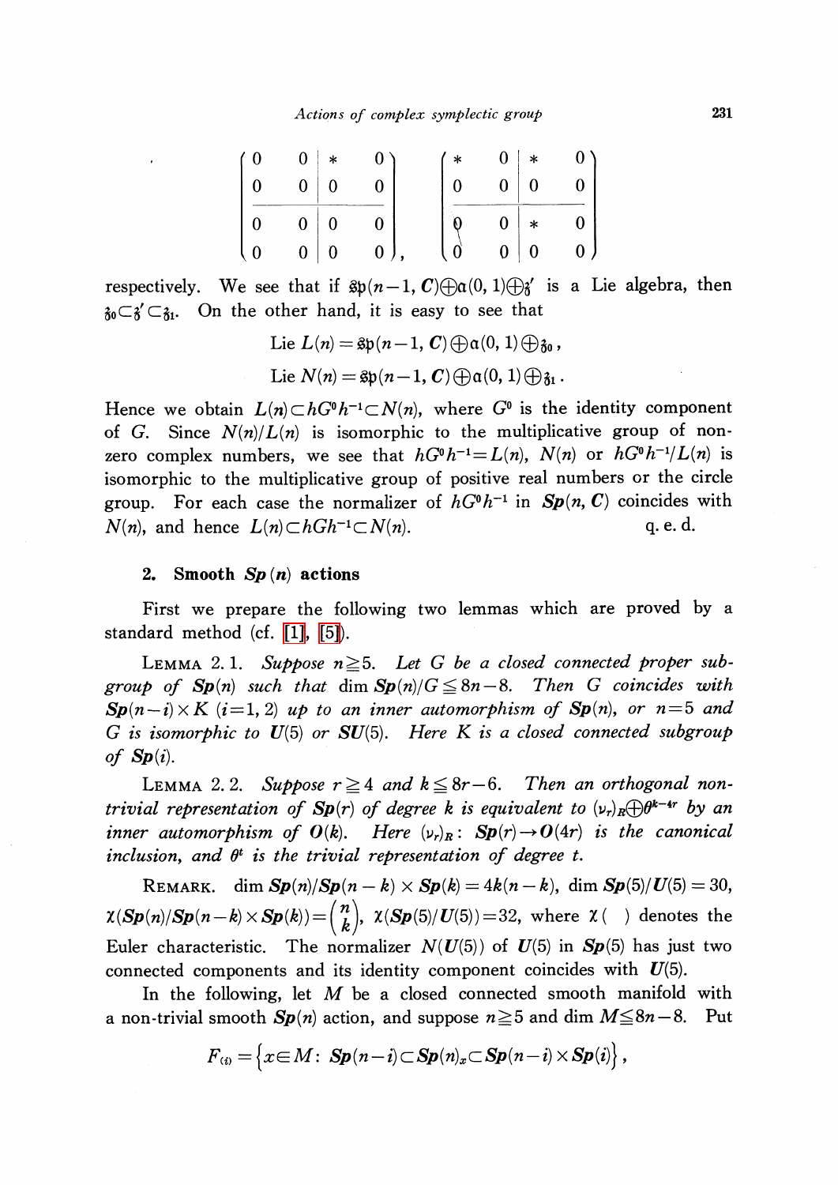$$
\left(\begin{array}{cc|cc} 0 & 0 & * & 0 \\ 0 & 0 & 0 & 0 \\ \hline 0 & 0 & 0 & 0 \\ 0 & 0 & 0 & 0 \end{array}\right), \quad \left(\begin{array}{cc|cc} * & 0 & * & 0 \\ 0 & 0 & 0 & 0 \\ \hline 0 & 0 & * & 0 \\ 0 & 0 & 0 & 0 \end{array}\right)
$$

respectively. We see that if $\mathfrak{sp}(n-1, \boldsymbol{C}) \oplus \mathfrak{a}(0, 1) \oplus \mathfrak{z}'$ is a Lie algebra, then $\mathfrak{z}_0 \subset \mathfrak{z}' \subset \mathfrak{z}_1$. On the other hand, it is easy to see that

$$
\operatorname{Lie} L(n) = \mathfrak{sp}(n-1, \boldsymbol{C}) \oplus \mathfrak{a}(0, 1) \oplus \mathfrak{z}_0,
$$

$$
\operatorname{Lie} N(n) = \mathfrak{sp}(n-1, \boldsymbol{C}) \oplus \mathfrak{a}(0, 1) \oplus \mathfrak{z}_1.
$$

Hence we obtain $L(n) \subset hG^0h^{-1} \subset N(n)$, where $G^0$ is the identity component of $G$. Since $N(n)/L(n)$ is isomorphic to the multiplicative group of non-zero complex numbers, we see that $hG^0h^{-1} = L(n)$, $N(n)$ or $hG^0h^{-1}/L(n)$ is isomorphic to the multiplicative group of positive real numbers or the circle group. For each case the normalizer of $hG^0h^{-1}$ in $\boldsymbol{Sp}(n, \boldsymbol{C})$ coincides with $N(n)$, and hence $L(n) \subset hGh^{-1} \subset N(n)$. q. e. d.

## 2. Smooth $\boldsymbol{Sp}(n)$ actions

First we prepare the following two lemmas which are proved by a standard method (cf. [1], [5]).

LEMMA 2.1. *Suppose $n \geqq 5$. Let $G$ be a closed connected proper subgroup of $\boldsymbol{Sp}(n)$ such that $\dim \boldsymbol{Sp}(n)/G \leqq 8n-8$. Then $G$ coincides with $\boldsymbol{Sp}(n-i) \times K$ $(i=1, 2)$ up to an inner automorphism of $\boldsymbol{Sp}(n)$, or $n=5$ and $G$ is isomorphic to $\boldsymbol{U}(5)$ or $\boldsymbol{SU}(5)$. Here $K$ is a closed connected subgroup of $\boldsymbol{Sp}(i)$.*

LEMMA 2.2. *Suppose $r \geqq 4$ and $k \leqq 8r-6$. Then an orthogonal non-trivial representation of $\boldsymbol{Sp}(r)$ of degree $k$ is equivalent to $(\nu_r)_{\boldsymbol{R}} \oplus \theta^{k-4r}$ by an inner automorphism of $\boldsymbol{O}(k)$. Here $(\nu_r)_{\boldsymbol{R}}: \boldsymbol{Sp}(r) \to \boldsymbol{O}(4r)$ is the canonical inclusion, and $\theta^t$ is the trivial representation of degree $t$.*

REMARK. $\dim \boldsymbol{Sp}(n)/\boldsymbol{Sp}(n-k) \times \boldsymbol{Sp}(k) = 4k(n-k)$, $\dim \boldsymbol{Sp}(5)/\boldsymbol{U}(5) = 30$, $\chi(\boldsymbol{Sp}(n)/\boldsymbol{Sp}(n-k) \times \boldsymbol{Sp}(k)) = \binom{n}{k}$, $\chi(\boldsymbol{Sp}(5)/\boldsymbol{U}(5)) = 32$, where $\chi(\ \ )$ denotes the Euler characteristic. The normalizer $N(\boldsymbol{U}(5))$ of $\boldsymbol{U}(5)$ in $\boldsymbol{Sp}(5)$ has just two connected components and its identity component coincides with $\boldsymbol{U}(5)$.

In the following, let $M$ be a closed connected smooth manifold with a non-trivial smooth $\boldsymbol{Sp}(n)$ action, and suppose $n \geqq 5$ and $\dim M \leqq 8n-8$. Put

$$
F_{(i)} = \left\{ x \in M \colon \boldsymbol{Sp}(n-i) \subset \boldsymbol{Sp}(n)_x \subset \boldsymbol{Sp}(n-i) \times \boldsymbol{Sp}(i) \right\},
$$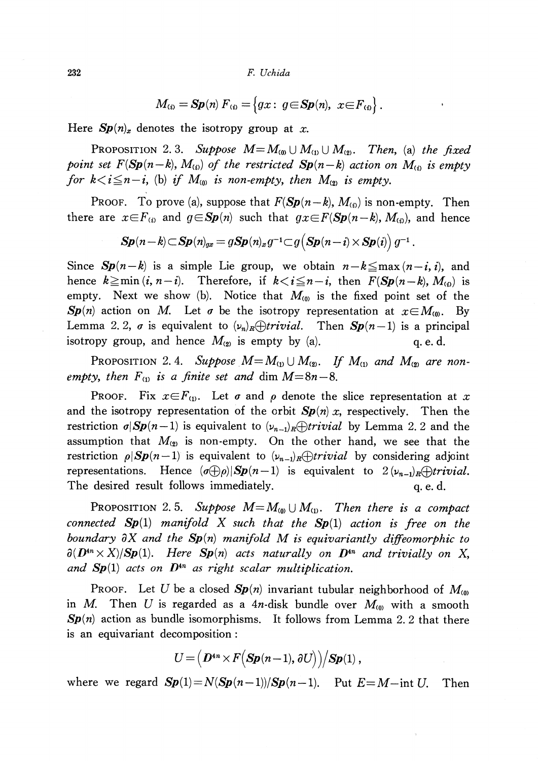$$M_{(i)} = \boldsymbol{Sp}(n)\, F_{(i)} = \left\{gx\colon\ g \in \boldsymbol{Sp}(n),\ x \in F_{(i)}\right\}.$$

Here $\boldsymbol{Sp}(n)_x$ denotes the isotropy group at $x$.

PROPOSITION 2.3. *Suppose* $M = M_{(0)} \cup M_{(1)} \cup M_{(2)}$. *Then,* (a) *the fixed point set* $F(\boldsymbol{Sp}(n-k), M_{(i)})$ *of the restricted* $\boldsymbol{Sp}(n-k)$ *action on* $M_{(i)}$ *is empty for* $k < i \leqq n-i$, (b) *if* $M_{(0)}$ *is non-empty, then* $M_{(2)}$ *is empty.*

PROOF. To prove (a), suppose that $F(\boldsymbol{Sp}(n-k), M_{(i)})$ is non-empty. Then there are $x \in F_{(i)}$ and $g \in \boldsymbol{Sp}(n)$ such that $gx \in F(\boldsymbol{Sp}(n-k), M_{(i)})$, and hence

$$\boldsymbol{Sp}(n-k) \subset \boldsymbol{Sp}(n)_{gx} = g\boldsymbol{Sp}(n)_x g^{-1} \subset g\left(\boldsymbol{Sp}(n-i) \times \boldsymbol{Sp}(i)\right) g^{-1}.$$

Since $\boldsymbol{Sp}(n-k)$ is a simple Lie group, we obtain $n-k \leqq \max(n-i, i)$, and hence $k \geqq \min(i, n-i)$. Therefore, if $k < i \leqq n-i$, then $F(\boldsymbol{Sp}(n-k), M_{(i)})$ is empty. Next we show (b). Notice that $M_{(0)}$ is the fixed point set of the $\boldsymbol{Sp}(n)$ action on $M$. Let $\sigma$ be the isotropy representation at $x \in M_{(0)}$. By Lemma 2.2, $\sigma$ is equivalent to $(\nu_n)_R \oplus trivial$. Then $\boldsymbol{Sp}(n-1)$ is a principal isotropy group, and hence $M_{(2)}$ is empty by (a). q. e. d.

PROPOSITION 2.4. *Suppose* $M = M_{(1)} \cup M_{(2)}$. *If* $M_{(1)}$ *and* $M_{(2)}$ *are non-empty, then* $F_{(1)}$ *is a finite set and* $\dim M = 8n-8$.

PROOF. Fix $x \in F_{(1)}$. Let $\sigma$ and $\rho$ denote the slice representation at $x$ and the isotropy representation of the orbit $\boldsymbol{Sp}(n)\, x$, respectively. Then the restriction $\sigma | \boldsymbol{Sp}(n-1)$ is equivalent to $(\nu_{n-1})_R \oplus trivial$ by Lemma 2.2 and the assumption that $M_{(2)}$ is non-empty. On the other hand, we see that the restriction $\rho | \boldsymbol{Sp}(n-1)$ is equivalent to $(\nu_{n-1})_R \oplus trivial$ by considering adjoint representations. Hence $(\sigma \oplus \rho) | \boldsymbol{Sp}(n-1)$ is equivalent to $2(\nu_{n-1})_R \oplus trivial$. The desired result follows immediately. q. e. d.

PROPOSITION 2.5. *Suppose* $M = M_{(0)} \cup M_{(1)}$. *Then there is a compact connected* $\boldsymbol{Sp}(1)$ *manifold* $X$ *such that the* $\boldsymbol{Sp}(1)$ *action is free on the boundary* $\partial X$ *and the* $\boldsymbol{Sp}(n)$ *manifold* $M$ *is equivariantly diffeomorphic to* $\partial(\boldsymbol{D}^{4n} \times X)/\boldsymbol{Sp}(1)$. *Here* $\boldsymbol{Sp}(n)$ *acts naturally on* $\boldsymbol{D}^{4n}$ *and trivially on* $X$, *and* $\boldsymbol{Sp}(1)$ *acts on* $\boldsymbol{D}^{4n}$ *as right scalar multiplication.*

PROOF. Let $U$ be a closed $\boldsymbol{Sp}(n)$ invariant tubular neighborhood of $M_{(0)}$ in $M$. Then $U$ is regarded as a $4n$-disk bundle over $M_{(0)}$ with a smooth $\boldsymbol{Sp}(n)$ action as bundle isomorphisms. It follows from Lemma 2.2 that there is an equivariant decomposition:

$$U = \left(\boldsymbol{D}^{4n} \times F\left(\boldsymbol{Sp}(n-1), \partial U\right)\right) / \boldsymbol{Sp}(1),$$

where we regard $\boldsymbol{Sp}(1) = N(\boldsymbol{Sp}(n-1))/\boldsymbol{Sp}(n-1)$. Put $E = M - \operatorname{int} U$. Then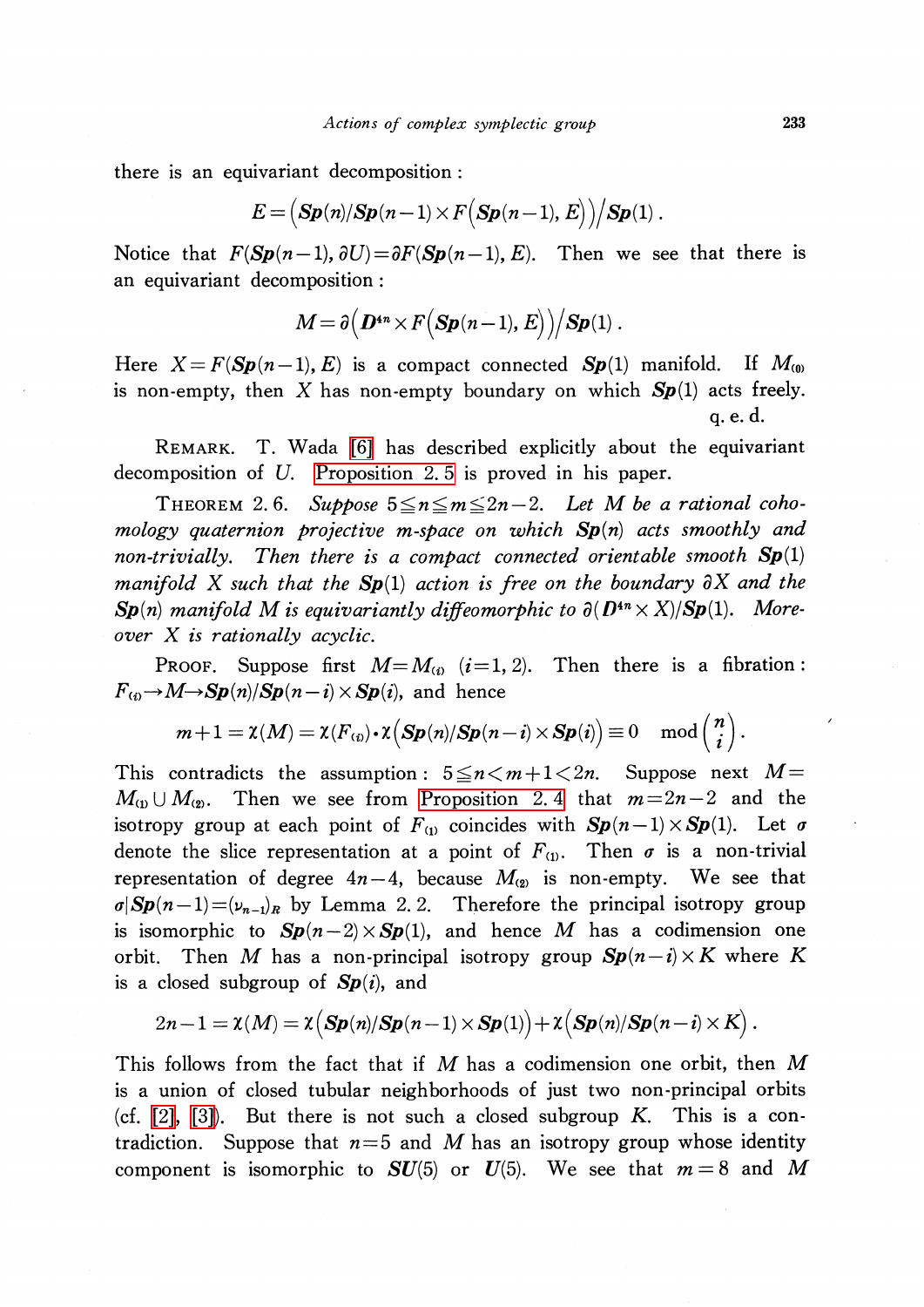there is an equivariant decomposition :

$$E=\left(\boldsymbol{Sp}(n)/\boldsymbol{Sp}(n-1)\times F\left(\boldsymbol{Sp}(n-1), E\right)\right)/\boldsymbol{Sp}(1)\,.$$

Notice that $F(\boldsymbol{Sp}(n-1), \partial U)=\partial F(\boldsymbol{Sp}(n-1), E)$. Then we see that there is an equivariant decomposition :

$$M=\partial\left(\boldsymbol{D}^{4n}\times F\left(\boldsymbol{Sp}(n-1), E\right)\right)/\boldsymbol{Sp}(1)\,.$$

Here $X=F(\boldsymbol{Sp}(n-1), E)$ is a compact connected $\boldsymbol{Sp}(1)$ manifold. If $M_{(0)}$ is non-empty, then $X$ has non-empty boundary on which $\boldsymbol{Sp}(1)$ acts freely. q. e. d.

REMARK. T. Wada [6] has described explicitly about the equivariant decomposition of $U$. Proposition 2. 5 is proved in his paper.

THEOREM 2. 6. *Suppose $5\leqq n\leqq m\leqq 2n-2$. Let $M$ be a rational cohomology quaternion projective $m$-space on which $\boldsymbol{Sp}(n)$ acts smoothly and non-trivially. Then there is a compact connected orientable smooth $\boldsymbol{Sp}(1)$ manifold $X$ such that the $\boldsymbol{Sp}(1)$ action is free on the boundary $\partial X$ and the $\boldsymbol{Sp}(n)$ manifold $M$ is equivariantly diffeomorphic to $\partial(\boldsymbol{D}^{4n}\times X)/\boldsymbol{Sp}(1)$. Moreover $X$ is rationally acyclic.*

PROOF. Suppose first $M=M_{(i)}$ $(i=1, 2)$. Then there is a fibration: $F_{(i)}\to M\to \boldsymbol{Sp}(n)/\boldsymbol{Sp}(n-i)\times\boldsymbol{Sp}(i)$, and hence

$$m+1=\chi(M)=\chi(F_{(i)})\cdot\chi\left(\boldsymbol{Sp}(n)/\boldsymbol{Sp}(n-i)\times\boldsymbol{Sp}(i)\right)\equiv 0 \mod \binom{n}{i}.$$

This contradicts the assumption: $5\leqq n<m+1<2n$. Suppose next $M=M_{(1)}\cup M_{(2)}$. Then we see from Proposition 2. 4 that $m=2n-2$ and the isotropy group at each point of $F_{(1)}$ coincides with $\boldsymbol{Sp}(n-1)\times\boldsymbol{Sp}(1)$. Let $\sigma$ denote the slice representation at a point of $F_{(1)}$. Then $\sigma$ is a non-trivial representation of degree $4n-4$, because $M_{(2)}$ is non-empty. We see that $\sigma|\boldsymbol{Sp}(n-1)=(\nu_{n-1})_{\boldsymbol{R}}$ by Lemma 2. 2. Therefore the principal isotropy group is isomorphic to $\boldsymbol{Sp}(n-2)\times\boldsymbol{Sp}(1)$, and hence $M$ has a codimension one orbit. Then $M$ has a non-principal isotropy group $\boldsymbol{Sp}(n-i)\times K$ where $K$ is a closed subgroup of $\boldsymbol{Sp}(i)$, and

$$2n-1=\chi(M)=\chi\left(\boldsymbol{Sp}(n)/\boldsymbol{Sp}(n-1)\times\boldsymbol{Sp}(1)\right)+\chi\left(\boldsymbol{Sp}(n)/\boldsymbol{Sp}(n-i)\times K\right).$$

This follows from the fact that if $M$ has a codimension one orbit, then $M$ is a union of closed tubular neighborhoods of just two non-principal orbits (cf. [2], [3]). But there is not such a closed subgroup $K$. This is a contradiction. Suppose that $n=5$ and $M$ has an isotropy group whose identity component is isomorphic to $\boldsymbol{SU}(5)$ or $\boldsymbol{U}(5)$. We see that $m=8$ and $M$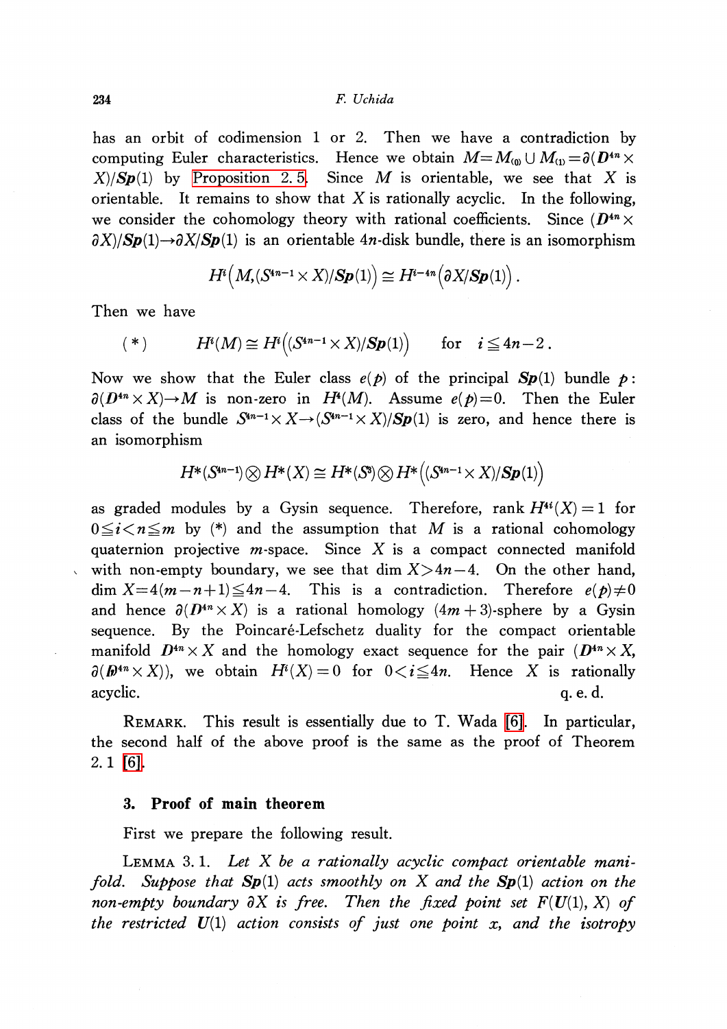has an orbit of codimension 1 or 2. Then we have a contradiction by computing Euler characteristics. Hence we obtain $M=M_{(0)}\cup M_{(1)}=\partial(\boldsymbol{D}^{4n}\times X)/\boldsymbol{Sp}(1)$ by Proposition 2.5. Since $M$ is orientable, we see that $X$ is orientable. It remains to show that $X$ is rationally acyclic. In the following, we consider the cohomology theory with rational coefficients. Since $(\boldsymbol{D}^{4n}\times \partial X)/\boldsymbol{Sp}(1)\to\partial X/\boldsymbol{Sp}(1)$ is an orientable $4n$-disk bundle, there is an isomorphism

$$H^i\big(M,(S^{4n-1}\times X)/\boldsymbol{Sp}(1)\big)\cong H^{i-4n}\big(\partial X/\boldsymbol{Sp}(1)\big).$$

Then we have

$$(*)\qquad H^i(M)\cong H^i\big((S^{4n-1}\times X)/\boldsymbol{Sp}(1)\big)\qquad \text{for}\quad i\leqq 4n-2.$$

Now we show that the Euler class $e(p)$ of the principal $\boldsymbol{Sp}(1)$ bundle $p$: $\partial(\boldsymbol{D}^{4n}\times X)\to M$ is non-zero in $H^4(M)$. Assume $e(p)=0$. Then the Euler class of the bundle $S^{4n-1}\times X\to(S^{4n-1}\times X)/\boldsymbol{Sp}(1)$ is zero, and hence there is an isomorphism

$$H^*(S^{4n-1})\otimes H^*(X)\cong H^*(S^3)\otimes H^*\big((S^{4n-1}\times X)/\boldsymbol{Sp}(1)\big)$$

as graded modules by a Gysin sequence. Therefore, rank $H^{4i}(X)=1$ for $0\leqq i<n\leqq m$ by $(*)$ and the assumption that $M$ is a rational cohomology quaternion projective $m$-space. Since $X$ is a compact connected manifold with non-empty boundary, we see that $\dim X>4n-4$. On the other hand, $\dim X=4(m-n+1)\leqq 4n-4$. This is a contradiction. Therefore $e(p)\neq 0$ and hence $\partial(\boldsymbol{D}^{4n}\times X)$ is a rational homology $(4m+3)$-sphere by a Gysin sequence. By the Poincaré-Lefschetz duality for the compact orientable manifold $\boldsymbol{D}^{4n}\times X$ and the homology exact sequence for the pair $(\boldsymbol{D}^{4n}\times X, \partial(\boldsymbol{D}^{4n}\times X))$, we obtain $H^i(X)=0$ for $0<i\leqq 4n$. Hence $X$ is rationally acyclic. q.e.d.

REMARK. This result is essentially due to T. Wada [6]. In particular, the second half of the above proof is the same as the proof of Theorem 2.1 [6].

### 3. Proof of main theorem

First we prepare the following result.

LEMMA 3.1. *Let $X$ be a rationally acyclic compact orientable manifold. Suppose that $\boldsymbol{Sp}(1)$ acts smoothly on $X$ and the $\boldsymbol{Sp}(1)$ action on the non-empty boundary $\partial X$ is free. Then the fixed point set $F(\boldsymbol{U}(1), X)$ of the restricted $\boldsymbol{U}(1)$ action consists of just one point $x$, and the isotropy*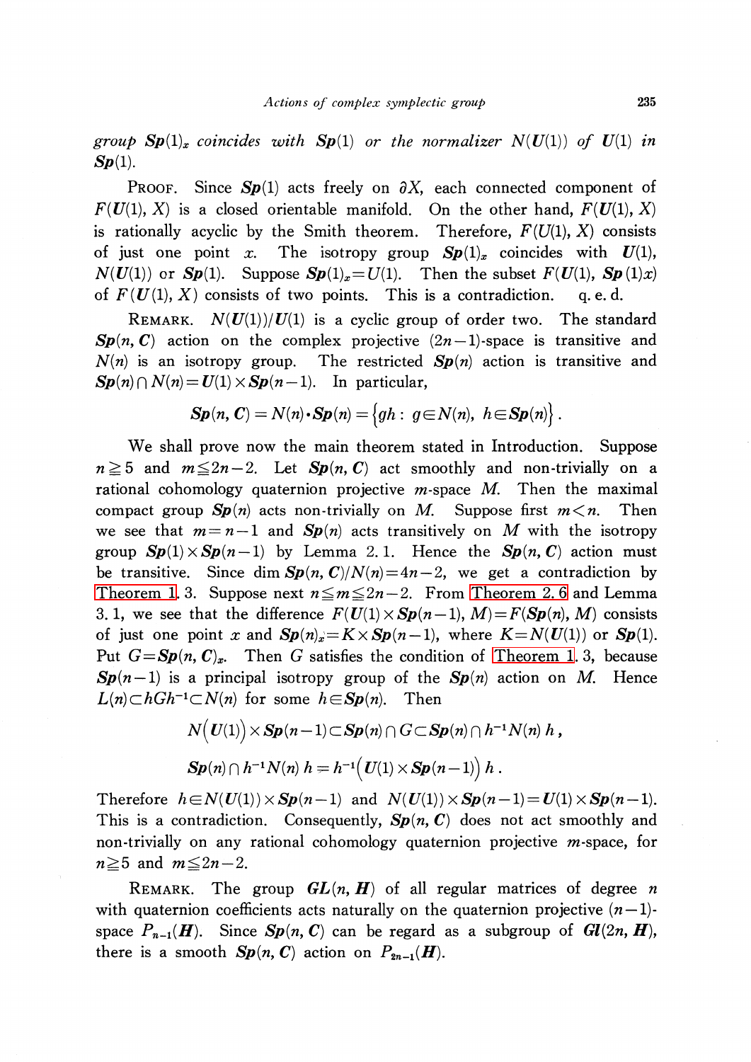*group* $\boldsymbol{Sp}(1)_x$ *coincides with* $\boldsymbol{Sp}(1)$ *or the normalizer* $N(\boldsymbol{U}(1))$ *of* $\boldsymbol{U}(1)$ *in* $\boldsymbol{Sp}(1)$.

PROOF. Since $\boldsymbol{Sp}(1)$ acts freely on $\partial X$, each connected component of $F(\boldsymbol{U}(1), X)$ is a closed orientable manifold. On the other hand, $F(\boldsymbol{U}(1), X)$ is rationally acyclic by the Smith theorem. Therefore, $F(U(1), X)$ consists of just one point $x$. The isotropy group $\boldsymbol{Sp}(1)_x$ coincides with $\boldsymbol{U}(1)$, $N(\boldsymbol{U}(1))$ or $\boldsymbol{Sp}(1)$. Suppose $\boldsymbol{Sp}(1)_x = U(1)$. Then the subset $F(\boldsymbol{U}(1), \boldsymbol{Sp}(1)x)$ of $F(\boldsymbol{U}(1), X)$ consists of two points. This is a contradiction. q. e. d.

REMARK. $N(\boldsymbol{U}(1))/\boldsymbol{U}(1)$ is a cyclic group of order two. The standard $\boldsymbol{Sp}(n, \boldsymbol{C})$ action on the complex projective $(2n-1)$-space is transitive and $N(n)$ is an isotropy group. The restricted $\boldsymbol{Sp}(n)$ action is transitive and $\boldsymbol{Sp}(n) \cap N(n) = \boldsymbol{U}(1) \times \boldsymbol{Sp}(n-1)$. In particular,

$$\boldsymbol{Sp}(n, \boldsymbol{C}) = N(n) \cdot \boldsymbol{Sp}(n) = \{gh : g \in N(n),\ h \in \boldsymbol{Sp}(n)\}.$$

We shall prove now the main theorem stated in Introduction. Suppose $n \geqq 5$ and $m \leqq 2n-2$. Let $\boldsymbol{Sp}(n, \boldsymbol{C})$ act smoothly and non-trivially on a rational cohomology quaternion projective $m$-space $M$. Then the maximal compact group $\boldsymbol{Sp}(n)$ acts non-trivially on $M$. Suppose first $m < n$. Then we see that $m = n-1$ and $\boldsymbol{Sp}(n)$ acts transitively on $M$ with the isotropy group $\boldsymbol{Sp}(1) \times \boldsymbol{Sp}(n-1)$ by Lemma 2. 1. Hence the $\boldsymbol{Sp}(n, \boldsymbol{C})$ action must be transitive. Since $\dim \boldsymbol{Sp}(n, \boldsymbol{C})/N(n) = 4n-2$, we get a contradiction by Theorem 1. 3. Suppose next $n \leqq m \leqq 2n-2$. From Theorem 2. 6 and Lemma 3. 1, we see that the difference $F(\boldsymbol{U}(1) \times \boldsymbol{Sp}(n-1), M) = F(\boldsymbol{Sp}(n), M)$ consists of just one point $x$ and $\boldsymbol{Sp}(n)_x = K \times \boldsymbol{Sp}(n-1)$, where $K = N(\boldsymbol{U}(1))$ or $\boldsymbol{Sp}(1)$. Put $G = \boldsymbol{Sp}(n, \boldsymbol{C})_x$. Then $G$ satisfies the condition of Theorem 1. 3, because $\boldsymbol{Sp}(n-1)$ is a principal isotropy group of the $\boldsymbol{Sp}(n)$ action on $M$. Hence $L(n) \subset hGh^{-1} \subset N(n)$ for some $h \in \boldsymbol{Sp}(n)$. Then

$$N\big(\boldsymbol{U}(1)\big) \times \boldsymbol{Sp}(n-1) \subset \boldsymbol{Sp}(n) \cap G \subset \boldsymbol{Sp}(n) \cap h^{-1}N(n)\, h\,,$$

$$\boldsymbol{Sp}(n) \cap h^{-1}N(n)\, h = h^{-1}\big(\boldsymbol{U}(1) \times \boldsymbol{Sp}(n-1)\big)\, h\,.$$

Therefore $h \in N(\boldsymbol{U}(1)) \times \boldsymbol{Sp}(n-1)$ and $N(\boldsymbol{U}(1)) \times \boldsymbol{Sp}(n-1) = \boldsymbol{U}(1) \times \boldsymbol{Sp}(n-1)$. This is a contradiction. Consequently, $\boldsymbol{Sp}(n, \boldsymbol{C})$ does not act smoothly and non-trivially on any rational cohomology quaternion projective $m$-space, for $n \geqq 5$ and $m \leqq 2n-2$.

REMARK. The group $\boldsymbol{GL}(n, \boldsymbol{H})$ of all regular matrices of degree $n$ with quaternion coefficients acts naturally on the quaternion projective $(n-1)$-space $P_{n-1}(\boldsymbol{H})$. Since $\boldsymbol{Sp}(n, \boldsymbol{C})$ can be regard as a subgroup of $\boldsymbol{Gl}(2n, \boldsymbol{H})$, there is a smooth $\boldsymbol{Sp}(n, \boldsymbol{C})$ action on $P_{2n-1}(\boldsymbol{H})$.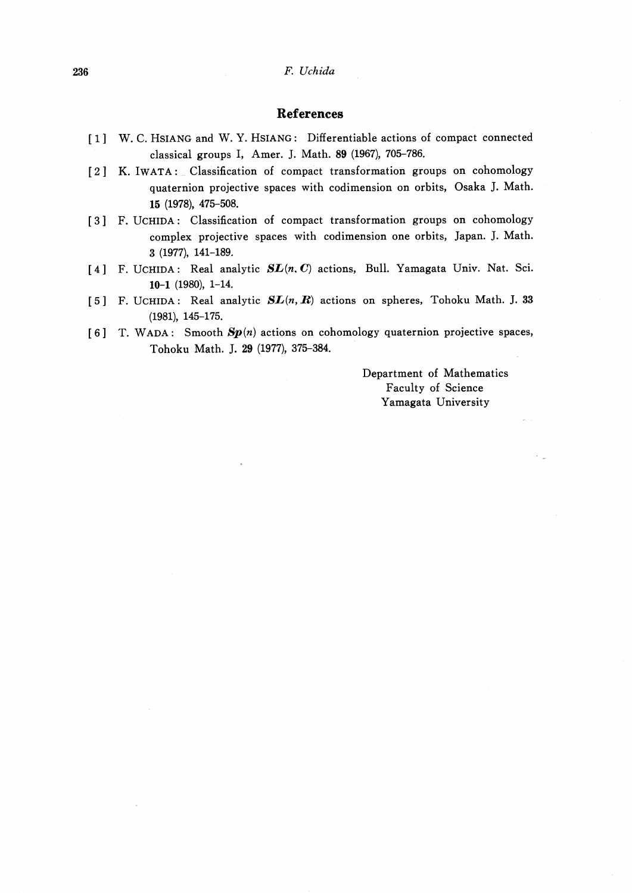## References

[1] W. C. Hsiang and W. Y. Hsiang: Differentiable actions of compact connected classical groups I, Amer. J. Math. **89** (1967), 705–786.

[2] K. Iwata: Classification of compact transformation groups on cohomology quaternion projective spaces with codimension on orbits, Osaka J. Math. **15** (1978), 475–508.

[3] F. Uchida: Classification of compact transformation groups on cohomology complex projective spaces with codimension one orbits, Japan. J. Math. **3** (1977), 141–189.

[4] F. Uchida: Real analytic $\boldsymbol{SL}(n, \boldsymbol{C})$ actions, Bull. Yamagata Univ. Nat. Sci. **10-1** (1980), 1–14.

[5] F. Uchida: Real analytic $\boldsymbol{SL}(n, \boldsymbol{R})$ actions on spheres, Tohoku Math. J. **33** (1981), 145–175.

[6] T. Wada: Smooth $\boldsymbol{Sp}(n)$ actions on cohomology quaternion projective spaces, Tohoku Math. J. **29** (1977), 375–384.

Department of Mathematics
Faculty of Science
Yamagata University